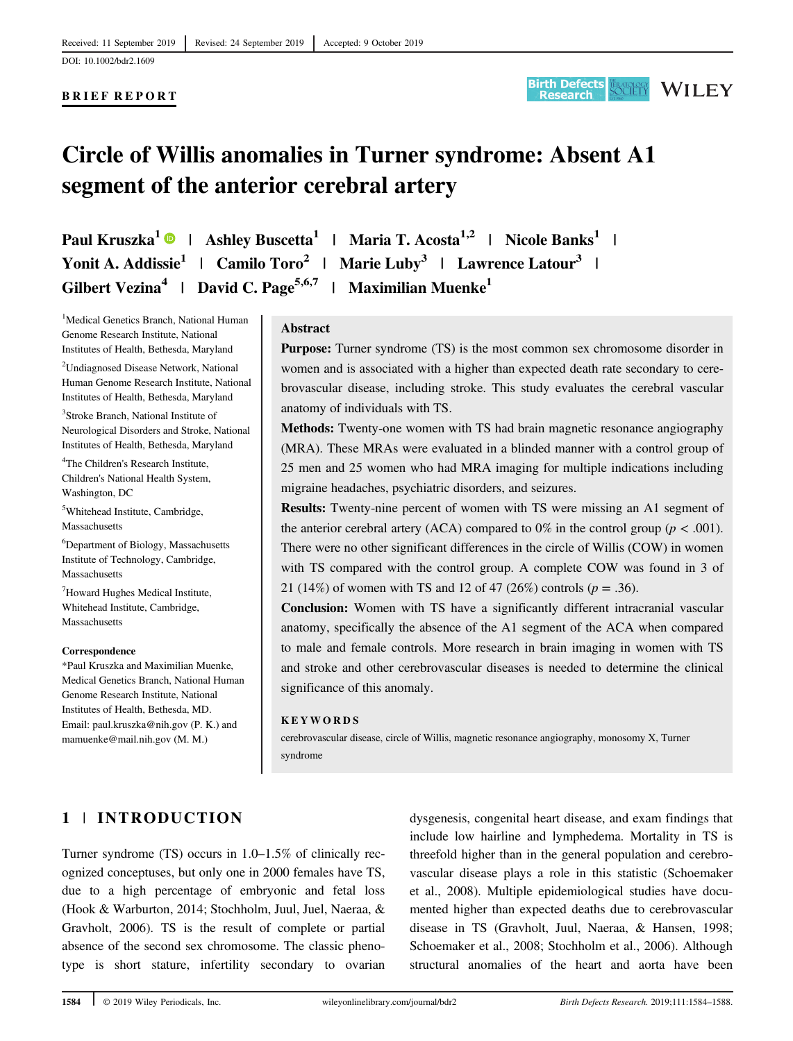Received: 11 September 2019 | Revised: 24 September 2019 | Accepted: 9 October 2019

DOI: 10.1002/bdr2.1609

**BRIEF REPORT**

# Circle of Willis anomalies in Turner syndrome: Absent A1 segment of the anterior cerebral artery

**Paul Kruszka[1]** | **Ashley Buscetta[1]** | **Maria T. Acosta[1,2]** | **Nicole Banks[1]** | **Yonit A. Addissie[1]** | **Camilo Toro[2]** | **Marie Luby[3]** | **Lawrence Latour[3]** | **Gilbert Vezina[4]** | **David C. Page[5,6,7]** | **Maximilian Muenke[1]**

[1]Medical Genetics Branch, National Human Genome Research Institute, National Institutes of Health, Bethesda, Maryland

[2]Undiagnosed Disease Network, National Human Genome Research Institute, National Institutes of Health, Bethesda, Maryland

[3]Stroke Branch, National Institute of Neurological Disorders and Stroke, National Institutes of Health, Bethesda, Maryland

[4]The Children's Research Institute, Children's National Health System, Washington, DC

[5]Whitehead Institute, Cambridge, Massachusetts

[6]Department of Biology, Massachusetts Institute of Technology, Cambridge, Massachusetts

[7]Howard Hughes Medical Institute, Whitehead Institute, Cambridge, Massachusetts

**Correspondence**

*Paul Kruszka and Maximilian Muenke, Medical Genetics Branch, National Human Genome Research Institute, National Institutes of Health, Bethesda, MD.
Email: paul.kruszka@nih.gov (P. K.) and mamuenke@mail.nih.gov (M. M.)

## Abstract

**Purpose:** Turner syndrome (TS) is the most common sex chromosome disorder in women and is associated with a higher than expected death rate secondary to cerebrovascular disease, including stroke. This study evaluates the cerebral vascular anatomy of individuals with TS.

**Methods:** Twenty-one women with TS had brain magnetic resonance angiography (MRA). These MRAs were evaluated in a blinded manner with a control group of 25 men and 25 women who had MRA imaging for multiple indications including migraine headaches, psychiatric disorders, and seizures.

**Results:** Twenty-nine percent of women with TS were missing an A1 segment of the anterior cerebral artery (ACA) compared to 0% in the control group ($p < .001$). There were no other significant differences in the circle of Willis (COW) in women with TS compared with the control group. A complete COW was found in 3 of 21 (14%) of women with TS and 12 of 47 (26%) controls ($p = .36$).

**Conclusion:** Women with TS have a significantly different intracranial vascular anatomy, specifically the absence of the A1 segment of the ACA when compared to male and female controls. More research in brain imaging in women with TS and stroke and other cerebrovascular diseases is needed to determine the clinical significance of this anomaly.

**KEYWORDS**

cerebrovascular disease, circle of Willis, magnetic resonance angiography, monosomy X, Turner syndrome

## 1 | INTRODUCTION

Turner syndrome (TS) occurs in 1.0–1.5% of clinically recognized conceptuses, but only one in 2000 females have TS, due to a high percentage of embryonic and fetal loss (Hook & Warburton, 2014; Stochholm, Juul, Juel, Naeraa, & Gravholt, 2006). TS is the result of complete or partial absence of the second sex chromosome. The classic phenotype is short stature, infertility secondary to ovarian dysgenesis, congenital heart disease, and exam findings that include low hairline and lymphedema. Mortality in TS is threefold higher than in the general population and cerebrovascular disease plays a role in this statistic (Schoemaker et al., 2008). Multiple epidemiological studies have documented higher than expected deaths due to cerebrovascular disease in TS (Gravholt, Juul, Naeraa, & Hansen, 1998; Schoemaker et al., 2008; Stochholm et al., 2006). Although structural anomalies of the heart and aorta have been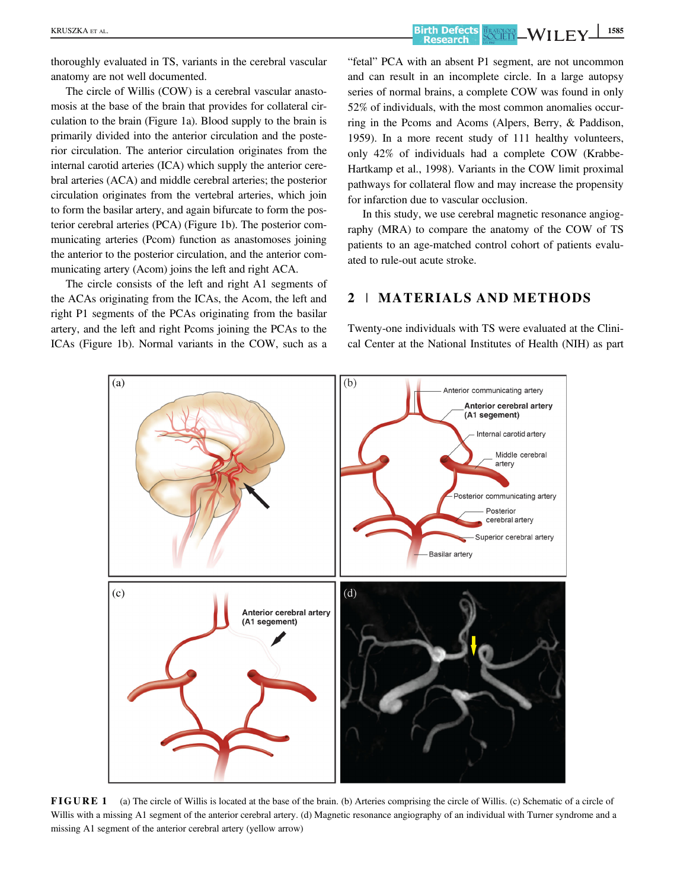thoroughly evaluated in TS, variants in the cerebral vascular anatomy are not well documented.

The circle of Willis (COW) is a cerebral vascular anastomosis at the base of the brain that provides for collateral circulation to the brain (Figure 1a). Blood supply to the brain is primarily divided into the anterior circulation and the posterior circulation. The anterior circulation originates from the internal carotid arteries (ICA) which supply the anterior cerebral arteries (ACA) and middle cerebral arteries; the posterior circulation originates from the vertebral arteries, which join to form the basilar artery, and again bifurcate to form the posterior cerebral arteries (PCA) (Figure 1b). The posterior communicating arteries (Pcom) function as anastomoses joining the anterior to the posterior circulation, and the anterior communicating artery (Acom) joins the left and right ACA.

The circle consists of the left and right A1 segments of the ACAs originating from the ICAs, the Acom, the left and right P1 segments of the PCAs originating from the basilar artery, and the left and right Pcoms joining the PCAs to the ICAs (Figure 1b). Normal variants in the COW, such as a "fetal" PCA with an absent P1 segment, are not uncommon and can result in an incomplete circle. In a large autopsy series of normal brains, a complete COW was found in only 52% of individuals, with the most common anomalies occurring in the Pcoms and Acoms (Alpers, Berry, & Paddison, 1959). In a more recent study of 111 healthy volunteers, only 42% of individuals had a complete COW (Krabbe-Hartkamp et al., 1998). Variants in the COW limit proximal pathways for collateral flow and may increase the propensity for infarction due to vascular occlusion.

In this study, we use cerebral magnetic resonance angiography (MRA) to compare the anatomy of the COW of TS patients to an age-matched control cohort of patients evaluated to rule-out acute stroke.

## 2 | MATERIALS AND METHODS

Twenty-one individuals with TS were evaluated at the Clinical Center at the National Institutes of Health (NIH) as part

**FIGURE 1** (a) The circle of Willis is located at the base of the brain. (b) Arteries comprising the circle of Willis. (c) Schematic of a circle of Willis with a missing A1 segment of the anterior cerebral artery. (d) Magnetic resonance angiography of an individual with Turner syndrome and a missing A1 segment of the anterior cerebral artery (yellow arrow)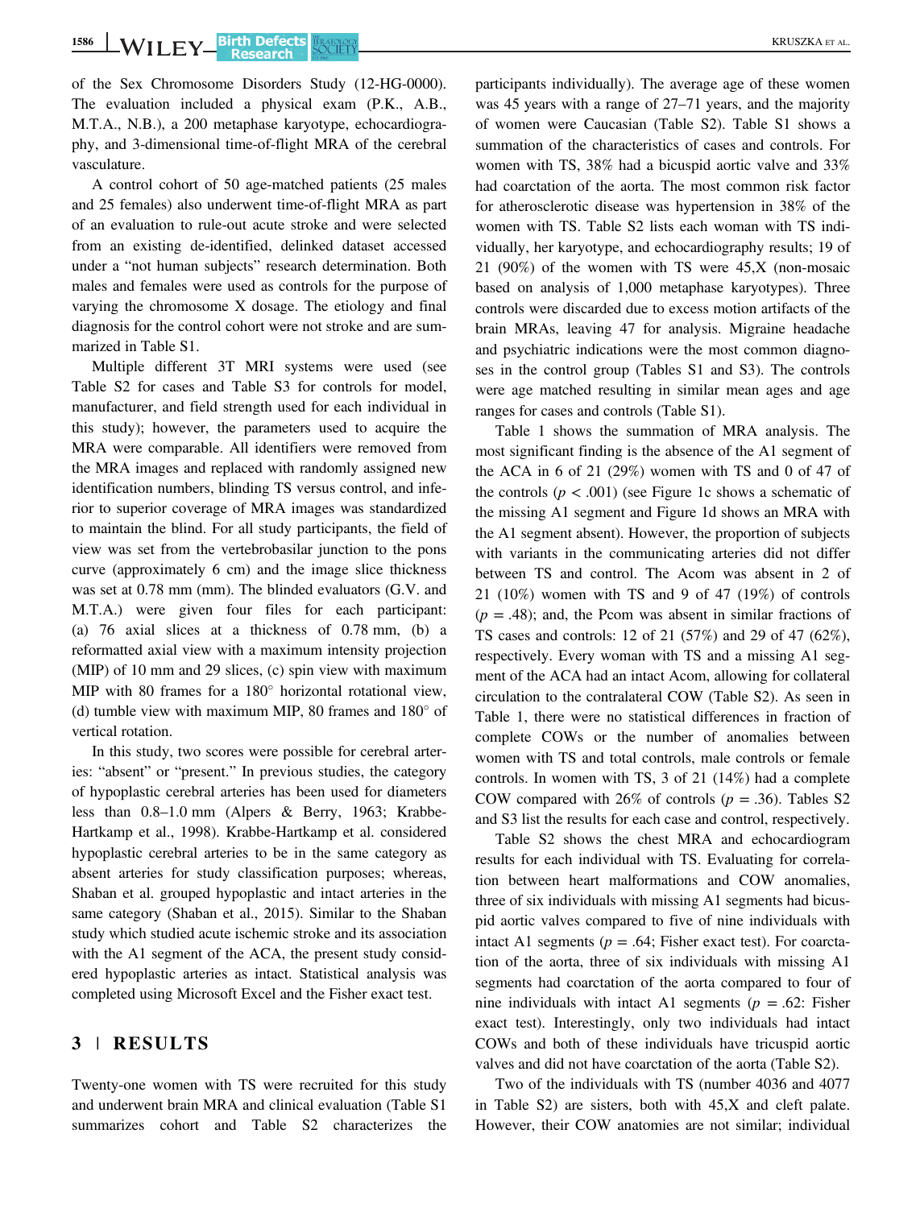of the Sex Chromosome Disorders Study (12-HG-0000). The evaluation included a physical exam (P.K., A.B., M.T.A., N.B.), a 200 metaphase karyotype, echocardiography, and 3-dimensional time-of-flight MRA of the cerebral vasculature.

A control cohort of 50 age-matched patients (25 males and 25 females) also underwent time-of-flight MRA as part of an evaluation to rule-out acute stroke and were selected from an existing de-identified, delinked dataset accessed under a "not human subjects" research determination. Both males and females were used as controls for the purpose of varying the chromosome X dosage. The etiology and final diagnosis for the control cohort were not stroke and are summarized in Table S1.

Multiple different 3T MRI systems were used (see Table S2 for cases and Table S3 for controls for model, manufacturer, and field strength used for each individual in this study); however, the parameters used to acquire the MRA were comparable. All identifiers were removed from the MRA images and replaced with randomly assigned new identification numbers, blinding TS versus control, and inferior to superior coverage of MRA images was standardized to maintain the blind. For all study participants, the field of view was set from the vertebrobasilar junction to the pons curve (approximately 6 cm) and the image slice thickness was set at 0.78 mm (mm). The blinded evaluators (G.V. and M.T.A.) were given four files for each participant: (a) 76 axial slices at a thickness of 0.78 mm, (b) a reformatted axial view with a maximum intensity projection (MIP) of 10 mm and 29 slices, (c) spin view with maximum MIP with 80 frames for a 180° horizontal rotational view, (d) tumble view with maximum MIP, 80 frames and 180° of vertical rotation.

In this study, two scores were possible for cerebral arteries: "absent" or "present." In previous studies, the category of hypoplastic cerebral arteries has been used for diameters less than 0.8–1.0 mm (Alpers & Berry, 1963; Krabbe-Hartkamp et al., 1998). Krabbe-Hartkamp et al. considered hypoplastic cerebral arteries to be in the same category as absent arteries for study classification purposes; whereas, Shaban et al. grouped hypoplastic and intact arteries in the same category (Shaban et al., 2015). Similar to the Shaban study which studied acute ischemic stroke and its association with the A1 segment of the ACA, the present study considered hypoplastic arteries as intact. Statistical analysis was completed using Microsoft Excel and the Fisher exact test.

## 3 | RESULTS

Twenty-one women with TS were recruited for this study and underwent brain MRA and clinical evaluation (Table S1 summarizes cohort and Table S2 characterizes the participants individually). The average age of these women was 45 years with a range of 27–71 years, and the majority of women were Caucasian (Table S2). Table S1 shows a summation of the characteristics of cases and controls. For women with TS, 38% had a bicuspid aortic valve and 33% had coarctation of the aorta. The most common risk factor for atherosclerotic disease was hypertension in 38% of the women with TS. Table S2 lists each woman with TS individually, her karyotype, and echocardiography results; 19 of 21 (90%) of the women with TS were 45,X (non-mosaic based on analysis of 1,000 metaphase karyotypes). Three controls were discarded due to excess motion artifacts of the brain MRAs, leaving 47 for analysis. Migraine headache and psychiatric indications were the most common diagnoses in the control group (Tables S1 and S3). The controls were age matched resulting in similar mean ages and age ranges for cases and controls (Table S1).

Table 1 shows the summation of MRA analysis. The most significant finding is the absence of the A1 segment of the ACA in 6 of 21 (29%) women with TS and 0 of 47 of the controls ($p < .001$) (see Figure 1c shows a schematic of the missing A1 segment and Figure 1d shows an MRA with the A1 segment absent). However, the proportion of subjects with variants in the communicating arteries did not differ between TS and control. The Acom was absent in 2 of 21 (10%) women with TS and 9 of 47 (19%) of controls ($p = .48$); and, the Pcom was absent in similar fractions of TS cases and controls: 12 of 21 (57%) and 29 of 47 (62%), respectively. Every woman with TS and a missing A1 segment of the ACA had an intact Acom, allowing for collateral circulation to the contralateral COW (Table S2). As seen in Table 1, there were no statistical differences in fraction of complete COWs or the number of anomalies between women with TS and total controls, male controls or female controls. In women with TS, 3 of 21 (14%) had a complete COW compared with 26% of controls ($p = .36$). Tables S2 and S3 list the results for each case and control, respectively.

Table S2 shows the chest MRA and echocardiogram results for each individual with TS. Evaluating for correlation between heart malformations and COW anomalies, three of six individuals with missing A1 segments had bicuspid aortic valves compared to five of nine individuals with intact A1 segments ($p = .64$; Fisher exact test). For coarctation of the aorta, three of six individuals with missing A1 segments had coarctation of the aorta compared to four of nine individuals with intact A1 segments ($p = .62$: Fisher exact test). Interestingly, only two individuals had intact COWs and both of these individuals have tricuspid aortic valves and did not have coarctation of the aorta (Table S2).

Two of the individuals with TS (number 4036 and 4077 in Table S2) are sisters, both with 45,X and cleft palate. However, their COW anatomies are not similar; individual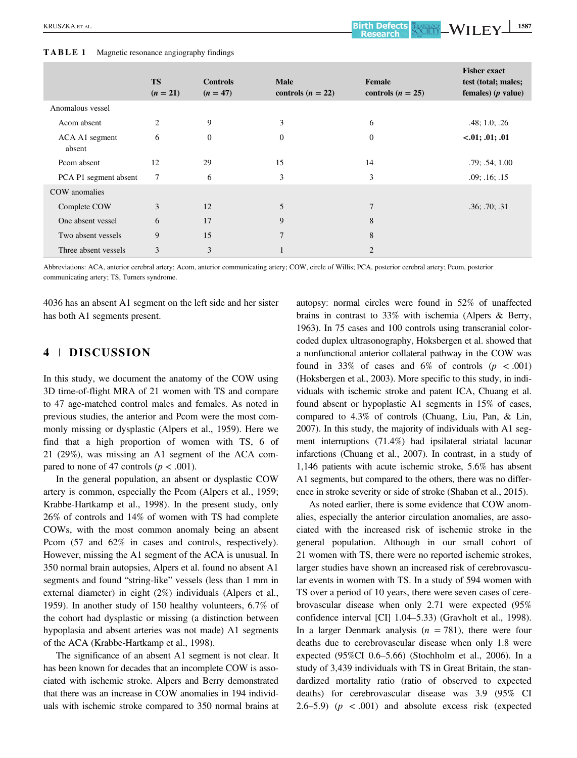**TABLE 1** Magnetic resonance angiography findings

| | TS ($n$ = 21) | Controls ($n$ = 47) | Male controls ($n$ = 22) | Female controls ($n$ = 25) | Fisher exact test (total; males; females) ($p$ value) |
|---|---|---|---|---|---|
| Anomalous vessel | | | | | |
| Acom absent | 2 | 9 | 3 | 6 | .48; 1.0; .26 |
| ACA A1 segment absent | 6 | 0 | 0 | 0 | **<.01; .01; .01** |
| Pcom absent | 12 | 29 | 15 | 14 | .79; .54; 1.00 |
| PCA P1 segment absent | 7 | 6 | 3 | 3 | .09; .16; .15 |
| COW anomalies | | | | | |
| Complete COW | 3 | 12 | 5 | 7 | .36; .70; .31 |
| One absent vessel | 6 | 17 | 9 | 8 | |
| Two absent vessels | 9 | 15 | 7 | 8 | |
| Three absent vessels | 3 | 3 | 1 | 2 | |

Abbreviations: ACA, anterior cerebral artery; Acom, anterior communicating artery; COW, circle of Willis; PCA, posterior cerebral artery; Pcom, posterior communicating artery; TS, Turners syndrome.

4036 has an absent A1 segment on the left side and her sister has both A1 segments present.

## 4 | DISCUSSION

In this study, we document the anatomy of the COW using 3D time-of-flight MRA of 21 women with TS and compare to 47 age-matched control males and females. As noted in previous studies, the anterior and Pcom were the most commonly missing or dysplastic (Alpers et al., 1959). Here we find that a high proportion of women with TS, 6 of 21 (29%), was missing an A1 segment of the ACA compared to none of 47 controls ($p < .001$).

In the general population, an absent or dysplastic COW artery is common, especially the Pcom (Alpers et al., 1959; Krabbe-Hartkamp et al., 1998). In the present study, only 26% of controls and 14% of women with TS had complete COWs, with the most common anomaly being an absent Pcom (57 and 62% in cases and controls, respectively). However, missing the A1 segment of the ACA is unusual. In 350 normal brain autopsies, Alpers et al. found no absent A1 segments and found "string-like" vessels (less than 1 mm in external diameter) in eight (2%) individuals (Alpers et al., 1959). In another study of 150 healthy volunteers, 6.7% of the cohort had dysplastic or missing (a distinction between hypoplasia and absent arteries was not made) A1 segments of the ACA (Krabbe-Hartkamp et al., 1998).

The significance of an absent A1 segment is not clear. It has been known for decades that an incomplete COW is associated with ischemic stroke. Alpers and Berry demonstrated that there was an increase in COW anomalies in 194 individuals with ischemic stroke compared to 350 normal brains at autopsy: normal circles were found in 52% of unaffected brains in contrast to 33% with ischemia (Alpers & Berry, 1963). In 75 cases and 100 controls using transcranial color-coded duplex ultrasonography, Hoksbergen et al. showed that a nonfunctional anterior collateral pathway in the COW was found in 33% of cases and 6% of controls ($p < .001$) (Hoksbergen et al., 2003). More specific to this study, in individuals with ischemic stroke and patent ICA, Chuang et al. found absent or hypoplastic A1 segments in 15% of cases, compared to 4.3% of controls (Chuang, Liu, Pan, & Lin, 2007). In this study, the majority of individuals with A1 segment interruptions (71.4%) had ipsilateral striatal lacunar infarctions (Chuang et al., 2007). In contrast, in a study of 1,146 patients with acute ischemic stroke, 5.6% has absent A1 segments, but compared to the others, there was no difference in stroke severity or side of stroke (Shaban et al., 2015).

As noted earlier, there is some evidence that COW anomalies, especially the anterior circulation anomalies, are associated with the increased risk of ischemic stroke in the general population. Although in our small cohort of 21 women with TS, there were no reported ischemic strokes, larger studies have shown an increased risk of cerebrovascular events in women with TS. In a study of 594 women with TS over a period of 10 years, there were seven cases of cerebrovascular disease when only 2.71 were expected (95% confidence interval [CI] 1.04–5.33) (Gravholt et al., 1998). In a larger Denmark analysis ($n$ = 781), there were four deaths due to cerebrovascular disease when only 1.8 were expected (95%CI 0.6–5.66) (Stochholm et al., 2006). In a study of 3,439 individuals with TS in Great Britain, the standardized mortality ratio (ratio of observed to expected deaths) for cerebrovascular disease was 3.9 (95% CI 2.6–5.9) ($p < .001$) and absolute excess risk (expected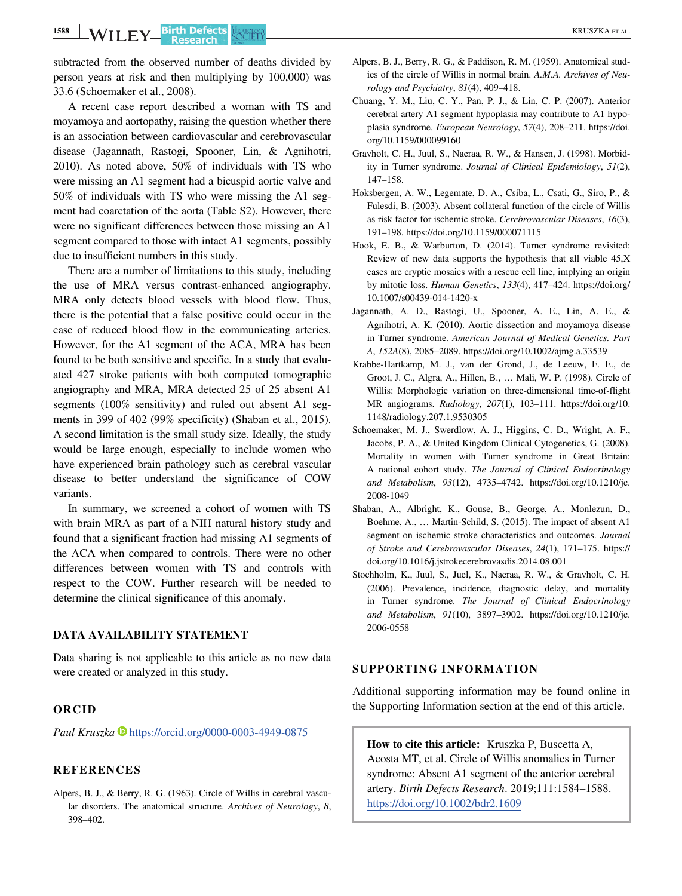subtracted from the observed number of deaths divided by person years at risk and then multiplying by 100,000) was 33.6 (Schoemaker et al., 2008).

A recent case report described a woman with TS and moyamoya and aortopathy, raising the question whether there is an association between cardiovascular and cerebrovascular disease (Jagannath, Rastogi, Spooner, Lin, & Agnihotri, 2010). As noted above, 50% of individuals with TS who were missing an A1 segment had a bicuspid aortic valve and 50% of individuals with TS who were missing the A1 segment had coarctation of the aorta (Table S2). However, there were no significant differences between those missing an A1 segment compared to those with intact A1 segments, possibly due to insufficient numbers in this study.

There are a number of limitations to this study, including the use of MRA versus contrast-enhanced angiography. MRA only detects blood vessels with blood flow. Thus, there is the potential that a false positive could occur in the case of reduced blood flow in the communicating arteries. However, for the A1 segment of the ACA, MRA has been found to be both sensitive and specific. In a study that evaluated 427 stroke patients with both computed tomographic angiography and MRA, MRA detected 25 of 25 absent A1 segments (100% sensitivity) and ruled out absent A1 segments in 399 of 402 (99% specificity) (Shaban et al., 2015). A second limitation is the small study size. Ideally, the study would be large enough, especially to include women who have experienced brain pathology such as cerebral vascular disease to better understand the significance of COW variants.

In summary, we screened a cohort of women with TS with brain MRA as part of a NIH natural history study and found that a significant fraction had missing A1 segments of the ACA when compared to controls. There were no other differences between women with TS and controls with respect to the COW. Further research will be needed to determine the clinical significance of this anomaly.

## DATA AVAILABILITY STATEMENT

Data sharing is not applicable to this article as no new data were created or analyzed in this study.

## ORCID

*Paul Kruszka* https://orcid.org/0000-0003-4949-0875

## REFERENCES

Alpers, B. J., & Berry, R. G. (1963). Circle of Willis in cerebral vascular disorders. The anatomical structure. *Archives of Neurology*, *8*, 398–402.

Alpers, B. J., Berry, R. G., & Paddison, R. M. (1959). Anatomical studies of the circle of Willis in normal brain. *A.M.A. Archives of Neurology and Psychiatry*, *81*(4), 409–418.

Chuang, Y. M., Liu, C. Y., Pan, P. J., & Lin, C. P. (2007). Anterior cerebral artery A1 segment hypoplasia may contribute to A1 hypoplasia syndrome. *European Neurology*, *57*(4), 208–211. https://doi.org/10.1159/000099160

Gravholt, C. H., Juul, S., Naeraa, R. W., & Hansen, J. (1998). Morbidity in Turner syndrome. *Journal of Clinical Epidemiology*, *51*(2), 147–158.

Hoksbergen, A. W., Legemate, D. A., Csiba, L., Csati, G., Siro, P., & Fulesdi, B. (2003). Absent collateral function of the circle of Willis as risk factor for ischemic stroke. *Cerebrovascular Diseases*, *16*(3), 191–198. https://doi.org/10.1159/000071115

Hook, E. B., & Warburton, D. (2014). Turner syndrome revisited: Review of new data supports the hypothesis that all viable 45,X cases are cryptic mosaics with a rescue cell line, implying an origin by mitotic loss. *Human Genetics*, *133*(4), 417–424. https://doi.org/10.1007/s00439-014-1420-x

Jagannath, A. D., Rastogi, U., Spooner, A. E., Lin, A. E., & Agnihotri, A. K. (2010). Aortic dissection and moyamoya disease in Turner syndrome. *American Journal of Medical Genetics. Part A*, *152A*(8), 2085–2089. https://doi.org/10.1002/ajmg.a.33539

Krabbe-Hartkamp, M. J., van der Grond, J., de Leeuw, F. E., de Groot, J. C., Algra, A., Hillen, B., … Mali, W. P. (1998). Circle of Willis: Morphologic variation on three-dimensional time-of-flight MR angiograms. *Radiology*, *207*(1), 103–111. https://doi.org/10.1148/radiology.207.1.9530305

Schoemaker, M. J., Swerdlow, A. J., Higgins, C. D., Wright, A. F., Jacobs, P. A., & United Kingdom Clinical Cytogenetics, G. (2008). Mortality in women with Turner syndrome in Great Britain: A national cohort study. *The Journal of Clinical Endocrinology and Metabolism*, *93*(12), 4735–4742. https://doi.org/10.1210/jc.2008-1049

Shaban, A., Albright, K., Gouse, B., George, A., Monlezun, D., Boehme, A., … Martin-Schild, S. (2015). The impact of absent A1 segment on ischemic stroke characteristics and outcomes. *Journal of Stroke and Cerebrovascular Diseases*, *24*(1), 171–175. https://doi.org/10.1016/j.jstrokecerebrovasdis.2014.08.001

Stochholm, K., Juul, S., Juel, K., Naeraa, R. W., & Gravholt, C. H. (2006). Prevalence, incidence, diagnostic delay, and mortality in Turner syndrome. *The Journal of Clinical Endocrinology and Metabolism*, *91*(10), 3897–3902. https://doi.org/10.1210/jc.2006-0558

## SUPPORTING INFORMATION

Additional supporting information may be found online in the Supporting Information section at the end of this article.

**How to cite this article:** Kruszka P, Buscetta A, Acosta MT, et al. Circle of Willis anomalies in Turner syndrome: Absent A1 segment of the anterior cerebral artery. *Birth Defects Research*. 2019;111:1584–1588. https://doi.org/10.1002/bdr2.1609